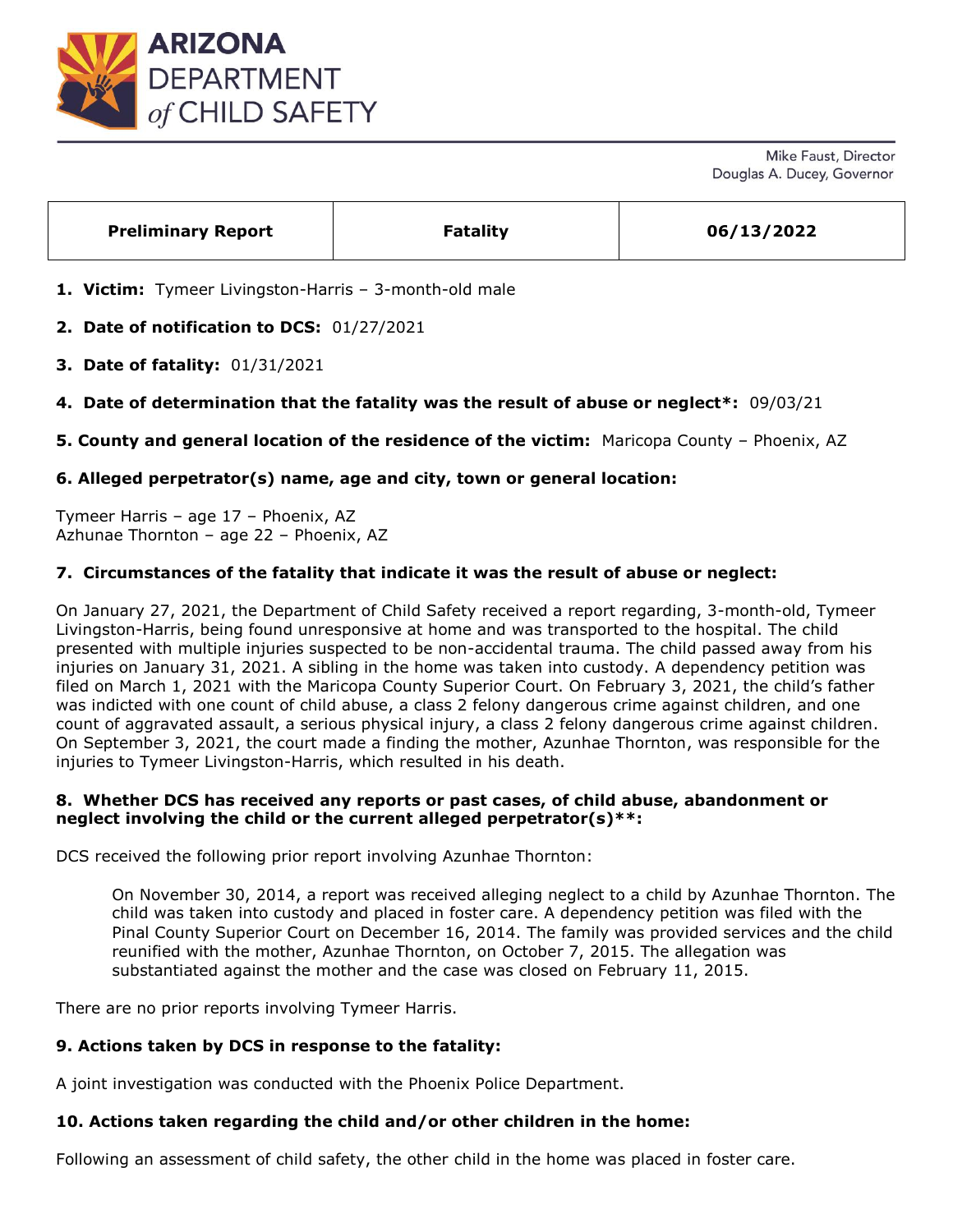# ARIZONA DEPARTMENT of CHILD SAFETY

Mike Faust, Director
Douglas A. Ducey, Governor

| Preliminary Report | Fatality | 06/13/2022 |
|---|---|---|

1. **Victim:** Tymeer Livingston-Harris – 3-month-old male

2. **Date of notification to DCS:** 01/27/2021

3. **Date of fatality:** 01/31/2021

4. **Date of determination that the fatality was the result of abuse or neglect*:** 09/03/21

5. **County and general location of the residence of the victim:** Maricopa County – Phoenix, AZ

6. **Alleged perpetrator(s) name, age and city, town or general location:**

Tymeer Harris – age 17 – Phoenix, AZ
Azhunae Thornton – age 22 – Phoenix, AZ

7. **Circumstances of the fatality that indicate it was the result of abuse or neglect:**

On January 27, 2021, the Department of Child Safety received a report regarding, 3-month-old, Tymeer Livingston-Harris, being found unresponsive at home and was transported to the hospital. The child presented with multiple injuries suspected to be non-accidental trauma. The child passed away from his injuries on January 31, 2021. A sibling in the home was taken into custody. A dependency petition was filed on March 1, 2021 with the Maricopa County Superior Court. On February 3, 2021, the child's father was indicted with one count of child abuse, a class 2 felony dangerous crime against children, and one count of aggravated assault, a serious physical injury, a class 2 felony dangerous crime against children. On September 3, 2021, the court made a finding the mother, Azunhae Thornton, was responsible for the injuries to Tymeer Livingston-Harris, which resulted in his death.

8. **Whether DCS has received any reports or past cases, of child abuse, abandonment or neglect involving the child or the current alleged perpetrator(s)**:**

DCS received the following prior report involving Azunhae Thornton:

> On November 30, 2014, a report was received alleging neglect to a child by Azunhae Thornton. The child was taken into custody and placed in foster care. A dependency petition was filed with the Pinal County Superior Court on December 16, 2014. The family was provided services and the child reunified with the mother, Azunhae Thornton, on October 7, 2015. The allegation was substantiated against the mother and the case was closed on February 11, 2015.

There are no prior reports involving Tymeer Harris.

9. **Actions taken by DCS in response to the fatality:**

A joint investigation was conducted with the Phoenix Police Department.

10. **Actions taken regarding the child and/or other children in the home:**

Following an assessment of child safety, the other child in the home was placed in foster care.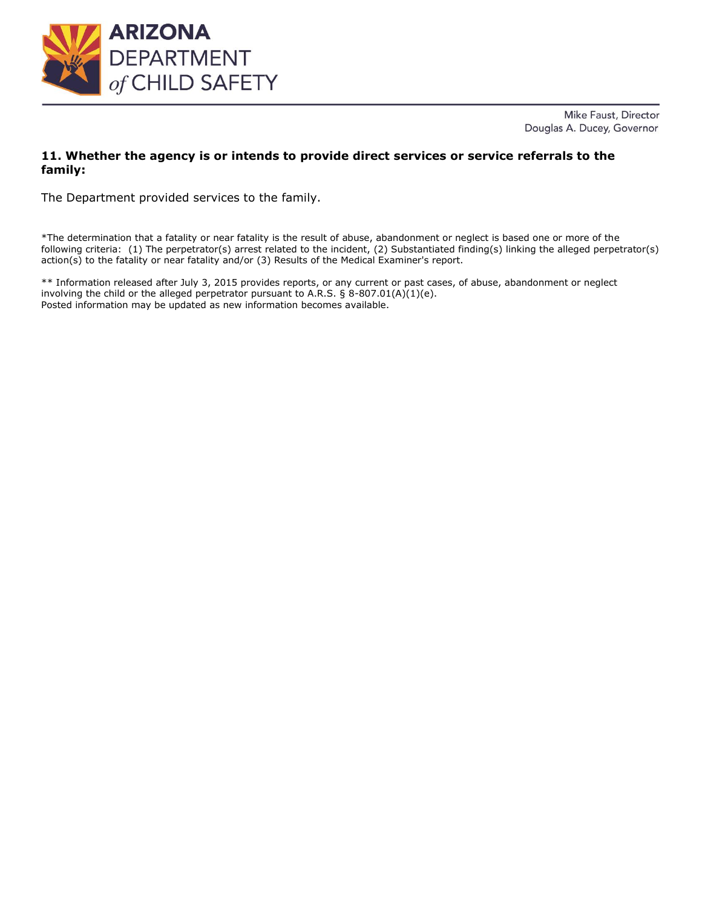**11. Whether the agency is or intends to provide direct services or service referrals to the family:**

The Department provided services to the family.

*The determination that a fatality or near fatality is the result of abuse, abandonment or neglect is based one or more of the following criteria: (1) The perpetrator(s) arrest related to the incident, (2) Substantiated finding(s) linking the alleged perpetrator(s) action(s) to the fatality or near fatality and/or (3) Results of the Medical Examiner's report.

** Information released after July 3, 2015 provides reports, or any current or past cases, of abuse, abandonment or neglect involving the child or the alleged perpetrator pursuant to A.R.S. § 8-807.01(A)(1)(e).
Posted information may be updated as new information becomes available.